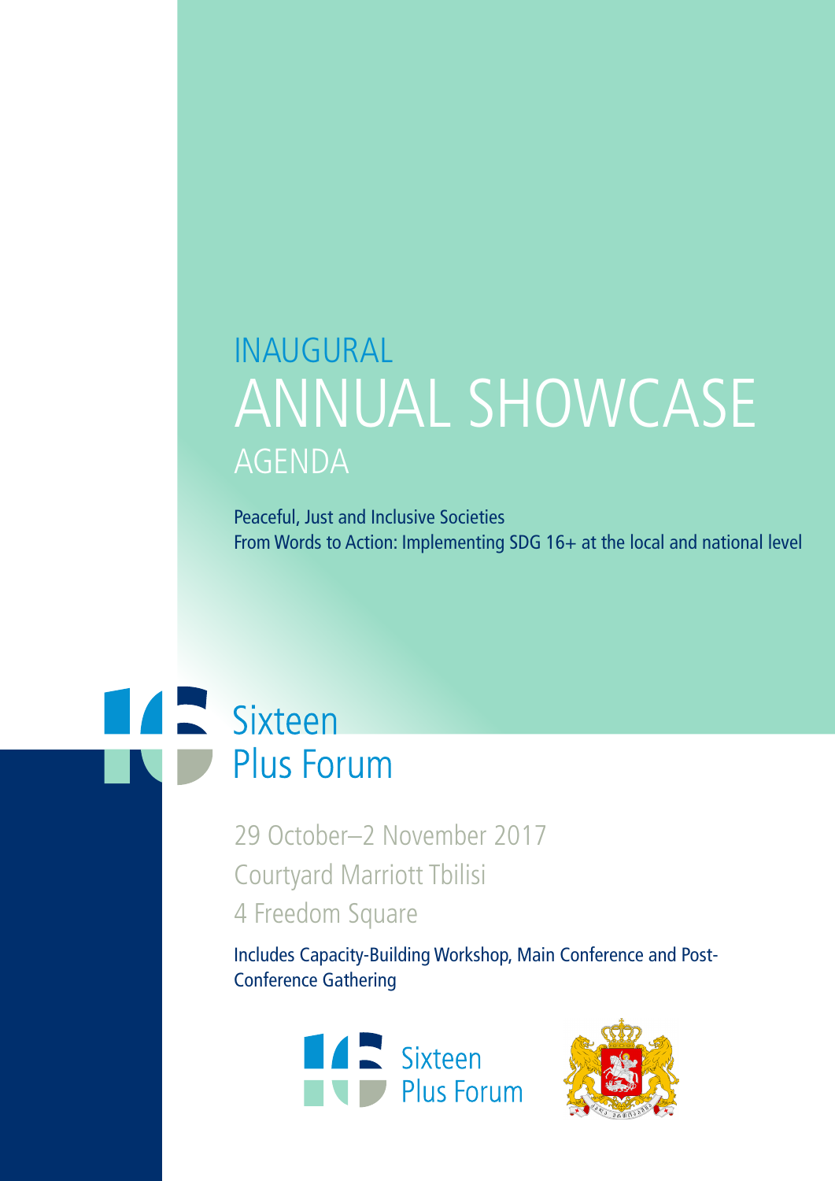# INAUGURAL ANNUAL SHOWCASE AGENDA

Peaceful, Just and Inclusive Societies
From Words to Action: Implementing SDG 16+ at the local and national level

Sixteen Plus Forum

29 October–2 November 2017
Courtyard Marriott Tbilisi
4 Freedom Square

Includes Capacity-Building Workshop, Main Conference and Post-Conference Gathering

Sixteen Plus Forum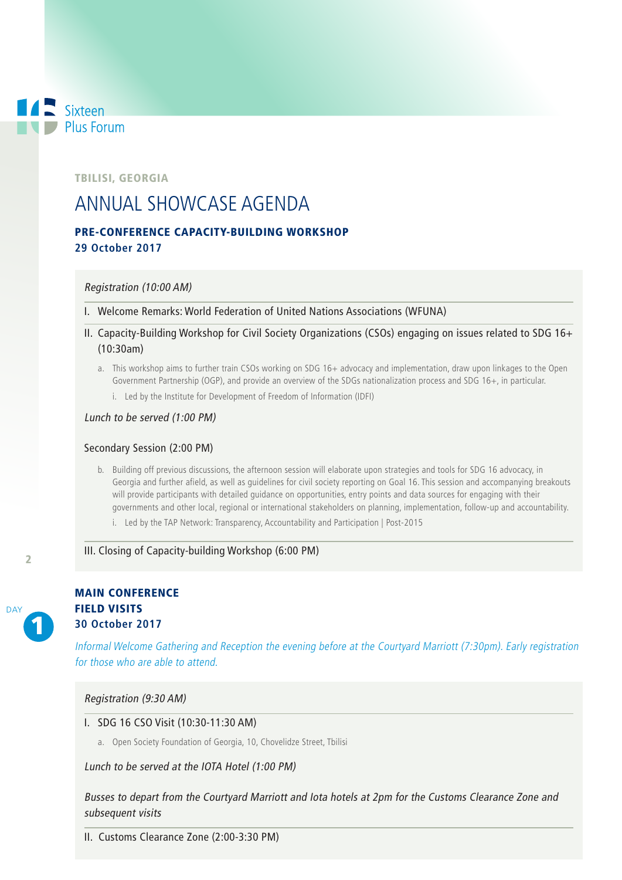Sixteen Plus Forum

TBILISI, GEORGIA

# ANNUAL SHOWCASE AGENDA

## PRE-CONFERENCE CAPACITY-BUILDING WORKSHOP
**29 October 2017**

*Registration (10:00 AM)*

I. Welcome Remarks: World Federation of United Nations Associations (WFUNA)

II. Capacity-Building Workshop for Civil Society Organizations (CSOs) engaging on issues related to SDG 16+ (10:30am)

   a. This workshop aims to further train CSOs working on SDG 16+ advocacy and implementation, draw upon linkages to the Open Government Partnership (OGP), and provide an overview of the SDGs nationalization process and SDG 16+, in particular.

      i. Led by the Institute for Development of Freedom of Information (IDFI)

*Lunch to be served (1:00 PM)*

Secondary Session (2:00 PM)

   b. Building off previous discussions, the afternoon session will elaborate upon strategies and tools for SDG 16 advocacy, in Georgia and further afield, as well as guidelines for civil society reporting on Goal 16. This session and accompanying breakouts will provide participants with detailed guidance on opportunities, entry points and data sources for engaging with their governments and other local, regional or international stakeholders on planning, implementation, follow-up and accountability.

      i. Led by the TAP Network: Transparency, Accountability and Participation | Post-2015

III. Closing of Capacity-building Workshop (6:00 PM)

## DAY 1

## MAIN CONFERENCE
## FIELD VISITS
**30 October 2017**

*Informal Welcome Gathering and Reception the evening before at the Courtyard Marriott (7:30pm). Early registration for those who are able to attend.*

*Registration (9:30 AM)*

I. SDG 16 CSO Visit (10:30-11:30 AM)

   a. Open Society Foundation of Georgia, 10, Chovelidze Street, Tbilisi

*Lunch to be served at the IOTA Hotel (1:00 PM)*

*Busses to depart from the Courtyard Marriott and Iota hotels at 2pm for the Customs Clearance Zone and subsequent visits*

II. Customs Clearance Zone (2:00-3:30 PM)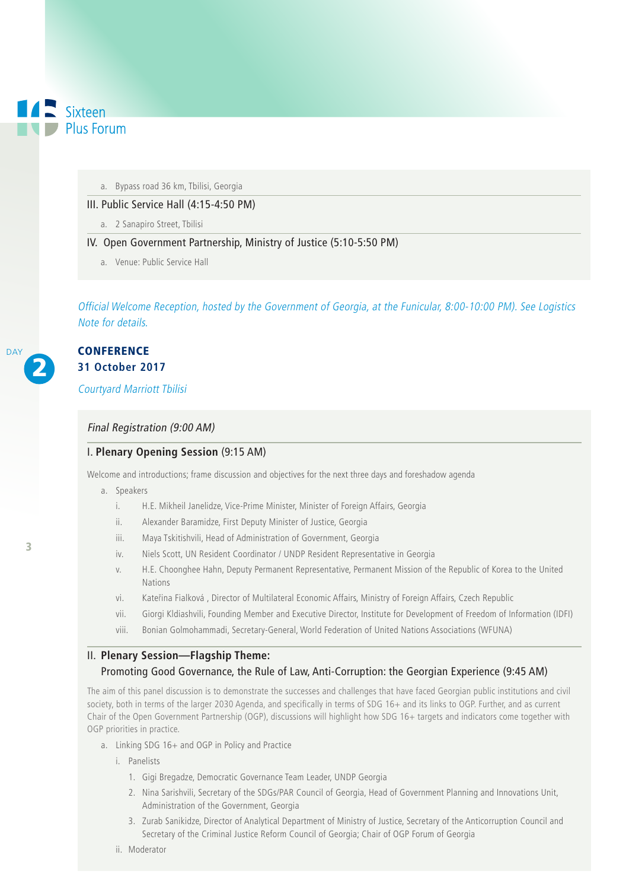a. Bypass road 36 km, Tbilisi, Georgia

III. Public Service Hall (4:15-4:50 PM)

a. 2 Sanapiro Street, Tbilisi

IV. Open Government Partnership, Ministry of Justice (5:10-5:50 PM)

a. Venue: Public Service Hall

*Official Welcome Reception, hosted by the Government of Georgia, at the Funicular, 8:00-10:00 PM). See Logistics Note for details.*

DAY 2

## CONFERENCE
## 31 October 2017

*Courtyard Marriott Tbilisi*

*Final Registration (9:00 AM)*

### I. **Plenary Opening Session** (9:15 AM)

Welcome and introductions; frame discussion and objectives for the next three days and foreshadow agenda

a. Speakers

  i. H.E. Mikheil Janelidze, Vice-Prime Minister, Minister of Foreign Affairs, Georgia
  ii. Alexander Baramidze, First Deputy Minister of Justice, Georgia
  iii. Maya Tskitishvili, Head of Administration of Government, Georgia
  iv. Niels Scott, UN Resident Coordinator / UNDP Resident Representative in Georgia
  v. H.E. Choonghee Hahn, Deputy Permanent Representative, Permanent Mission of the Republic of Korea to the United Nations
  vi. Kateřina Fialková , Director of Multilateral Economic Affairs, Ministry of Foreign Affairs, Czech Republic
  vii. Giorgi Kldiashvili, Founding Member and Executive Director, Institute for Development of Freedom of Information (IDFI)
  viii. Bonian Golmohammadi, Secretary-General, World Federation of United Nations Associations (WFUNA)

### II. **Plenary Session—Flagship Theme:** Promoting Good Governance, the Rule of Law, Anti-Corruption: the Georgian Experience (9:45 AM)

The aim of this panel discussion is to demonstrate the successes and challenges that have faced Georgian public institutions and civil society, both in terms of the larger 2030 Agenda, and specifically in terms of SDG 16+ and its links to OGP. Further, and as current Chair of the Open Government Partnership (OGP), discussions will highlight how SDG 16+ targets and indicators come together with OGP priorities in practice.

a. Linking SDG 16+ and OGP in Policy and Practice

  i. Panelists

    1. Gigi Bregadze, Democratic Governance Team Leader, UNDP Georgia
    2. Nina Sarishvili, Secretary of the SDGs/PAR Council of Georgia, Head of Government Planning and Innovations Unit, Administration of the Government, Georgia
    3. Zurab Sanikidze, Director of Analytical Department of Ministry of Justice, Secretary of the Anticorruption Council and Secretary of the Criminal Justice Reform Council of Georgia; Chair of OGP Forum of Georgia

  ii. Moderator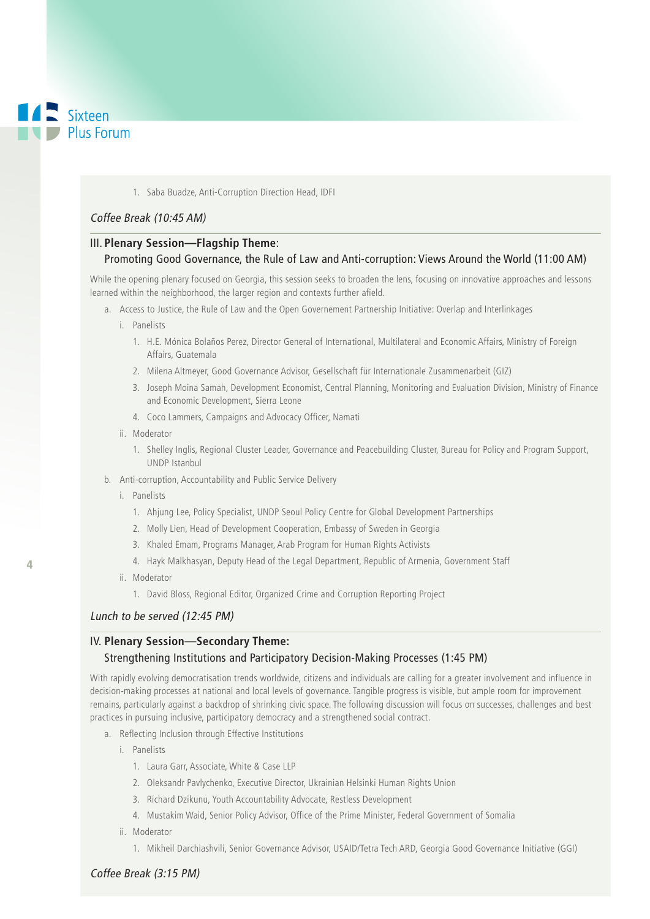1. Saba Buadze, Anti-Corruption Direction Head, IDFI

*Coffee Break (10:45 AM)*

## III. **Plenary Session—Flagship Theme**:
### Promoting Good Governance, the Rule of Law and Anti-corruption: Views Around the World (11:00 AM)

While the opening plenary focused on Georgia, this session seeks to broaden the lens, focusing on innovative approaches and lessons learned within the neighborhood, the larger region and contexts further afield.

a. Access to Justice, the Rule of Law and the Open Governement Partnership Initiative: Overlap and Interlinkages
   i. Panelists
      1. H.E. Mónica Bolaños Perez, Director General of International, Multilateral and Economic Affairs, Ministry of Foreign Affairs, Guatemala
      2. Milena Altmeyer, Good Governance Advisor, Gesellschaft für Internationale Zusammenarbeit (GIZ)
      3. Joseph Moina Samah, Development Economist, Central Planning, Monitoring and Evaluation Division, Ministry of Finance and Economic Development, Sierra Leone
      4. Coco Lammers, Campaigns and Advocacy Officer, Namati
   ii. Moderator
      1. Shelley Inglis, Regional Cluster Leader, Governance and Peacebuilding Cluster, Bureau for Policy and Program Support, UNDP Istanbul
b. Anti-corruption, Accountability and Public Service Delivery
   i. Panelists
      1. Ahjung Lee, Policy Specialist, UNDP Seoul Policy Centre for Global Development Partnerships
      2. Molly Lien, Head of Development Cooperation, Embassy of Sweden in Georgia
      3. Khaled Emam, Programs Manager, Arab Program for Human Rights Activists
      4. Hayk Malkhasyan, Deputy Head of the Legal Department, Republic of Armenia, Government Staff
   ii. Moderator
      1. David Bloss, Regional Editor, Organized Crime and Corruption Reporting Project

*Lunch to be served (12:45 PM)*

## IV. **Plenary Session—Secondary Theme:**
### Strengthening Institutions and Participatory Decision-Making Processes (1:45 PM)

With rapidly evolving democratisation trends worldwide, citizens and individuals are calling for a greater involvement and influence in decision-making processes at national and local levels of governance. Tangible progress is visible, but ample room for improvement remains, particularly against a backdrop of shrinking civic space. The following discussion will focus on successes, challenges and best practices in pursuing inclusive, participatory democracy and a strengthened social contract.

a. Reflecting Inclusion through Effective Institutions
   i. Panelists
      1. Laura Garr, Associate, White & Case LLP
      2. Oleksandr Pavlychenko, Executive Director, Ukrainian Helsinki Human Rights Union
      3. Richard Dzikunu, Youth Accountability Advocate, Restless Development
      4. Mustakim Waid, Senior Policy Advisor, Office of the Prime Minister, Federal Government of Somalia
   ii. Moderator
      1. Mikheil Darchiashvili, Senior Governance Advisor, USAID/Tetra Tech ARD, Georgia Good Governance Initiative (GGI)

*Coffee Break (3:15 PM)*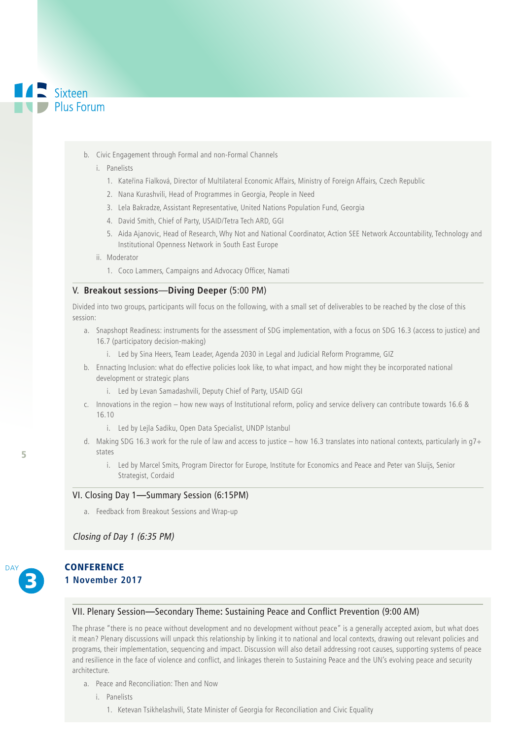b. Civic Engagement through Formal and non-Formal Channels

   i. Panelists

      1. Kateřina Fialková, Director of Multilateral Economic Affairs, Ministry of Foreign Affairs, Czech Republic
      2. Nana Kurashvili, Head of Programmes in Georgia, People in Need
      3. Lela Bakradze, Assistant Representative, United Nations Population Fund, Georgia
      4. David Smith, Chief of Party, USAID/Tetra Tech ARD, GGI
      5. Aida Ajanovic, Head of Research, Why Not and National Coordinator, Action SEE Network Accountability, Technology and Institutional Openness Network in South East Europe

   ii. Moderator

      1. Coco Lammers, Campaigns and Advocacy Officer, Namati

## V. **Breakout sessions—Diving Deeper** (5:00 PM)

Divided into two groups, participants will focus on the following, with a small set of deliverables to be reached by the close of this session:

a. Snapshopt Readiness: instruments for the assessment of SDG implementation, with a focus on SDG 16.3 (access to justice) and 16.7 (participatory decision-making)

   i. Led by Sina Heers, Team Leader, Agenda 2030 in Legal and Judicial Reform Programme, GIZ

b. Ennacting Inclusion: what do effective policies look like, to what impact, and how might they be incorporated national development or strategic plans

   i. Led by Levan Samadashvili, Deputy Chief of Party, USAID GGI

c. Innovations in the region – how new ways of Institutional reform, policy and service delivery can contribute towards 16.6 & 16.10

   i. Led by Lejla Sadiku, Open Data Specialist, UNDP Istanbul

d. Making SDG 16.3 work for the rule of law and access to justice – how 16.3 translates into national contexts, particularly in g7+ states

   i. Led by Marcel Smits, Program Director for Europe, Institute for Economics and Peace and Peter van Sluijs, Senior Strategist, Cordaid

## VI. Closing Day 1—Summary Session (6:15PM)

a. Feedback from Breakout Sessions and Wrap-up

*Closing of Day 1 (6:35 PM)*

DAY 3

# CONFERENCE
## 1 November 2017

## VII. Plenary Session—Secondary Theme: Sustaining Peace and Conflict Prevention (9:00 AM)

The phrase "there is no peace without development and no development without peace" is a generally accepted axiom, but what does it mean? Plenary discussions will unpack this relationship by linking it to national and local contexts, drawing out relevant policies and programs, their implementation, sequencing and impact. Discussion will also detail addressing root causes, supporting systems of peace and resilience in the face of violence and conflict, and linkages therein to Sustaining Peace and the UN's evolving peace and security architecture.

a. Peace and Reconciliation: Then and Now

   i. Panelists

      1. Ketevan Tsikhelashvili, State Minister of Georgia for Reconciliation and Civic Equality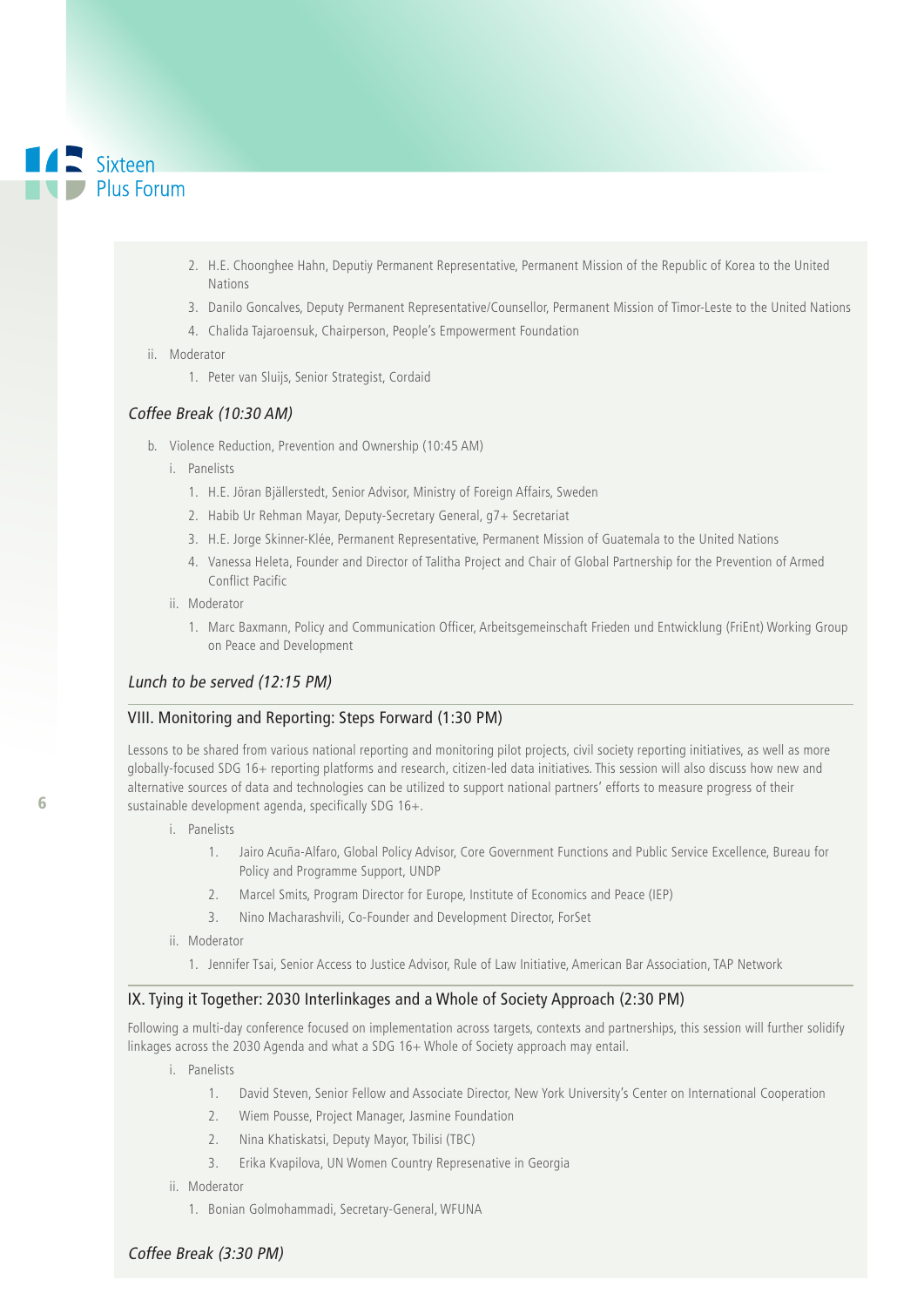2. H.E. Choonghee Hahn, Deputiy Permanent Representative, Permanent Mission of the Republic of Korea to the United Nations
3. Danilo Goncalves, Deputy Permanent Representative/Counsellor, Permanent Mission of Timor-Leste to the United Nations
4. Chalida Tajaroensuk, Chairperson, People's Empowerment Foundation

ii. Moderator

1. Peter van Sluijs, Senior Strategist, Cordaid

*Coffee Break (10:30 AM)*

b. Violence Reduction, Prevention and Ownership (10:45 AM)

i. Panelists

1. H.E. Jöran Bjällerstedt, Senior Advisor, Ministry of Foreign Affairs, Sweden
2. Habib Ur Rehman Mayar, Deputy-Secretary General, g7+ Secretariat
3. H.E. Jorge Skinner-Klée, Permanent Representative, Permanent Mission of Guatemala to the United Nations
4. Vanessa Heleta, Founder and Director of Talitha Project and Chair of Global Partnership for the Prevention of Armed Conflict Pacific

ii. Moderator

1. Marc Baxmann, Policy and Communication Officer, Arbeitsgemeinschaft Frieden und Entwicklung (FriEnt) Working Group on Peace and Development

*Lunch to be served (12:15 PM)*

## VIII. Monitoring and Reporting: Steps Forward (1:30 PM)

Lessons to be shared from various national reporting and monitoring pilot projects, civil society reporting initiatives, as well as more globally-focused SDG 16+ reporting platforms and research, citizen-led data initiatives. This session will also discuss how new and alternative sources of data and technologies can be utilized to support national partners' efforts to measure progress of their sustainable development agenda, specifically SDG 16+.

i. Panelists

1. Jairo Acuña-Alfaro, Global Policy Advisor, Core Government Functions and Public Service Excellence, Bureau for Policy and Programme Support, UNDP
2. Marcel Smits, Program Director for Europe, Institute of Economics and Peace (IEP)
3. Nino Macharashvili, Co-Founder and Development Director, ForSet

ii. Moderator

1. Jennifer Tsai, Senior Access to Justice Advisor, Rule of Law Initiative, American Bar Association, TAP Network

## IX. Tying it Together: 2030 Interlinkages and a Whole of Society Approach (2:30 PM)

Following a multi-day conference focused on implementation across targets, contexts and partnerships, this session will further solidify linkages across the 2030 Agenda and what a SDG 16+ Whole of Society approach may entail.

i. Panelists

1. David Steven, Senior Fellow and Associate Director, New York University's Center on International Cooperation
2. Wiem Pousse, Project Manager, Jasmine Foundation
2. Nina Khatiskatsi, Deputy Mayor, Tbilisi (TBC)
3. Erika Kvapilova, UN Women Country Represenative in Georgia

ii. Moderator

1. Bonian Golmohammadi, Secretary-General, WFUNA

*Coffee Break (3:30 PM)*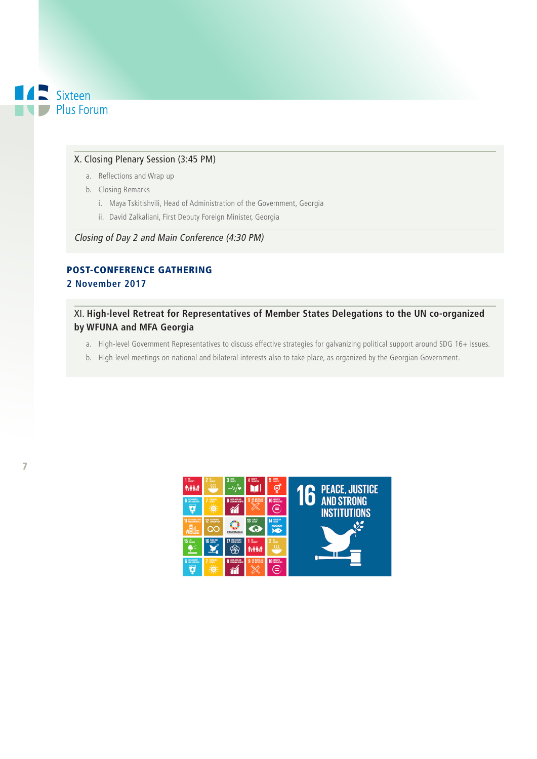### X. Closing Plenary Session (3:45 PM)

a. Reflections and Wrap up

b. Closing Remarks

   i. Maya Tskitishvili, Head of Administration of the Government, Georgia

   ii. David Zalkaliani, First Deputy Foreign Minister, Georgia

*Closing of Day 2 and Main Conference (4:30 PM)*

## POST-CONFERENCE GATHERING

**2 November 2017**

### XI. High-level Retreat for Representatives of Member States Delegations to the UN co-organized by WFUNA and MFA Georgia

a. High-level Government Representatives to discuss effective strategies for galvanizing political support around SDG 16+ issues.

b. High-level meetings on national and bilateral interests also to take place, as organized by the Georgian Government.